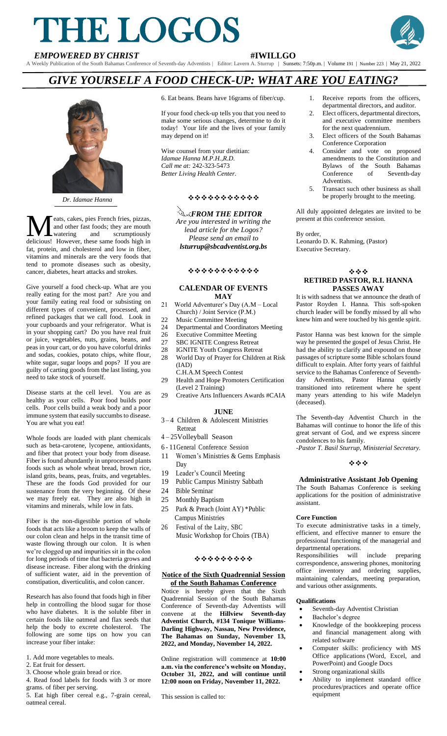# THE LOGOS

***EMPOWERED BY CHRIST*** **#IWILLGO**

A Weekly Publication of the South Bahamas Conference of Seventh-day Adventists | Editor: Lavern A. Sturrup | Sunsets: 7:50p.m. | Volume 191 | Number 223 | May 21, 2022

## *GIVE YOURSELF A FOOD CHECK-UP: WHAT ARE YOU EATING?*

*Dr. Idamae Hanna*

Meats, cakes, pies French fries, pizzas, and other fast foods; they are mouth watering and scrumptiously delicious! However, these same foods high in fat, protein, and cholesterol and low in fiber, vitamins and minerals are the very foods that tend to promote diseases such as obesity, cancer, diabetes, heart attacks and strokes.

Give yourself a food check-up. What are you really eating for the most part? Are you and your family eating real food or subsisting on different types of convenient, processed, and refined packages that we call food. Look in your cupboards and your refrigerator. What is in your shopping cart? Do you have real fruit or juice, vegetables, nuts, grains, beans, and peas in your cart, or do you have colorful drinks and sodas, cookies, potato chips, white flour, white sugar, sugar loops and pops? If you are guilty of carting goods from the last listing, you need to take stock of yourself.

Disease starts at the cell level. You are as healthy as your cells. Poor food builds poor cells. Poor cells build a weak body and a poor immune system that easily succumbs to disease. You are what you eat!

Whole foods are loaded with plant chemicals such as beta-carotene, lycopene, antioxidants, and fiber that protect your body from disease. Fiber is found abundantly in unprocessed plants foods such as whole wheat bread, brown rice, island grits, beans, peas, fruits, and vegetables. These are the foods God provided for our sustenance from the very beginning. Of these we may freely eat. They are also high in vitamins and minerals, while low in fats.

Fiber is the non-digestible portion of whole foods that acts like a broom to keep the walls of our colon clean and helps in the transit time of waste flowing through our colon. It is when we're clogged up and impurities sit in the colon for long periods of time that bacteria grows and disease increase. Fiber along with the drinking of sufficient water, aid in the prevention of constipation, diverticulitis, and colon cancer.

Research has also found that foods high in fiber help in controlling the blood sugar for those who have diabetes. It is the soluble fiber in certain foods like oatmeal and flax seeds that help the body to excrete cholesterol. The following are some tips on how you can increase your fiber intake:

1. Add more vegetables to meals.
2. Eat fruit for dessert.
3. Choose whole grain bread or rice.
4. Read food labels for foods with 3 or more grams. of fiber per serving.
5. Eat high fiber cereal e.g., 7-grain cereal, oatmeal cereal.
6. Eat beans. Beans have 16grams of fiber/cup.

If your food check-up tells you that you need to make some serious changes, determine to do it today! Your life and the lives of your family may depend on it!

Wise counsel from your dietitian:
*Idamae Hanna M.P.H.,R.D.*
*Call me at:* 242-323-5473
*Better Living Health Center.*

❖❖❖❖❖❖❖❖❖❖❖

***FROM THE EDITOR***

*Are you interested in writing the lead article for the Logos? Please send an email to* ***lsturrup@sbcadventist.org.bs***

❖❖❖❖❖❖❖❖❖❖❖

### CALENDAR OF EVENTS

#### MAY

- 21 World Adventurer's Day (A.M – Local Church) / Joint Service (P.M.)
- 22 Music Committee Meeting
- 24 Departmental and Coordinators Meeting
- 26 Executive Committee Meeting
- 27 SBC IGNITE Congress Retreat
- 28 IGNITE Youth Congress Retreat
- 28 World Day of Prayer for Children at Risk (IAD)
  C.H.A.M Speech Contest
- 29 Health and Hope Promoters Certification (Level 2 Training)
- 29 Creative Arts Influencers Awards #CAIA

#### JUNE

- 3 – 4 Children & Adolescent Ministries Retreat
- 4 – 25 Volleyball Season
- 6 - 11 General Conference Session
- 11 Women's Ministries & Gems Emphasis Day
- 19 Leader's Council Meeting
- 19 Public Campus Ministry Sabbath
- 24 Bible Seminar
- 25 Monthly Baptism
- 25 Park & Preach (Joint AY) *Public Campus Ministries
- 26 Festival of the Laity, SBC
  Music Workshop for Choirs (TBA)

❖❖❖❖❖❖❖❖❖

### Notice of the Sixth Quadrennial Session of the South Bahamas Conference

Notice is hereby given that the Sixth Quadrennial Session of the South Bahamas Conference of Seventh-day Adventists will convene at the **Hillview Seventh-day Adventist Church, #134 Tonique Williams-Darling Highway, Nassau, New Providence, The Bahamas on Sunday, November 13, 2022, and Monday, November 14, 2022.**

Online registration will commence at **10:00 a.m. via the conference's website on Monday, October 31, 2022, and will continue until 12:00 noon on Friday, November 11, 2022.**

This session is called to:

1. Receive reports from the officers, departmental directors, and auditor.
2. Elect officers, departmental directors, and executive committee members for the next quadrennium.
3. Elect officers of the South Bahamas Conference Corporation
4. Consider and vote on proposed amendments to the Constitution and Bylaws of the South Bahamas Conference of Seventh-day Adventists.
5. Transact such other business as shall be properly brought to the meeting.

All duly appointed delegates are invited to be present at this conference session.

By order,
Leonardo D. K. Rahming, (Pastor)
Executive Secretary.

❖❖❖

### RETIRED PASTOR, R.I. HANNA PASSES AWAY

It is with sadness that we announce the death of Pastor Royden I. Hanna. This soft-spoken church leader will be fondly missed by all who knew him and were touched by his gentle spirit.

Pastor Hanna was best known for the simple way he presented the gospel of Jesus Christ. He had the ability to clarify and expound on those passages of scripture some Bible scholars found difficult to explain. After forty years of faithful service to the Bahamas Conference of Seventh-day Adventists, Pastor Hanna quietly transitioned into retirement where he spent many years attending to his wife Madelyn (deceased).

The Seventh-day Adventist Church in the Bahamas will continue to honor the life of this great servant of God, and we express sincere condolences to his family.

*-Pastor T. Basil Sturrup, Ministerial Secretary.*

❖❖❖

### Administrative Assistant Job Opening

The South Bahamas Conference is seeking applications for the position of administrative assistant.

#### Core Function

To execute administrative tasks in a timely, efficient, and effective manner to ensure the professional functioning of the managerial and departmental operations.

Responsibilities will include preparing correspondence, answering phones, monitoring office inventory and ordering supplies, maintaining calendars, meeting preparation, and various other assignments.

#### Qualifications

- Seventh-day Adventist Christian
- Bachelor's degree
- Knowledge of the bookkeeping process and financial management along with related software
- Computer skills: proficiency with MS Office applications (Word, Excel, and PowerPoint) and Google Docs
- Strong organizational skills
- Ability to implement standard office procedures/practices and operate office equipment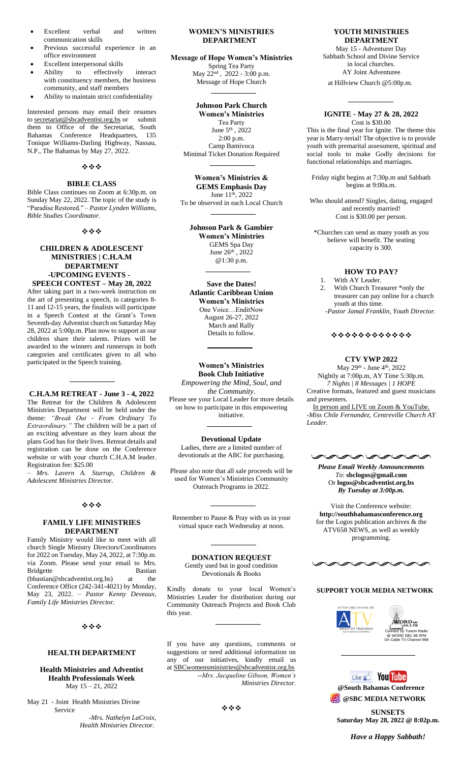- Excellent verbal and written communication skills
- Previous successful experience in an office environment
- Excellent interpersonal skills
- Ability to effectively interact with constituency members, the business community, and staff members
- Ability to maintain strict confidentiality

Interested persons may email their resumes to secretariat@sbcadventist.org.bs or submit them to Office of the Secretariat, South Bahamas Conference Headquarters, 135 Tonique Williams-Darling Highway, Nassau, N.P., The Bahamas by May 27, 2022.

❖❖❖

### BIBLE CLASS

Bible Class continues on Zoom at 6:30p.m. on Sunday May 22, 2022. The topic of the study is "Paradise Restored." – *Pastor Lynden Williams, Bible Studies Coordinator.*

❖❖❖

### CHILDREN & ADOLESCENT MINISTRIES | C.H.A.M DEPARTMENT -UPCOMING EVENTS - SPEECH CONTEST – May 28, 2022

After taking part in a two-week instruction on the art of presenting a speech, in categories 8-11 and 12-15 years, the finalists will participate in a Speech Contest at the Grant's Town Seventh-day Adventist church on Saturday May 28, 2022 at 5:00p.m. Plan now to support as our children share their talents. Prizes will be awarded to the winners and runnerups in both categories and certificates given to all who participated in the Speech training.

### C.H.A.M RETREAT - June 3 - 4, 2022

The Retreat for the Children & Adolescent Ministries Department will be held under the theme: *"Break Out - From Ordinary To Extraordinary."* The children will be a part of an exciting adventure as they learn about the plans God has for their lives. Retreat details and registration can be done on the Conference website or with your church C.H.A.M leader. Registration fee: $25.00

– *Mrs. Lavern A. Sturrup, Children & Adolescent Ministries Director.*

❖❖❖

### FAMILY LIFE MINISTRIES DEPARTMENT

Family Ministry would like to meet with all church Single Ministry Directors/Coordinators for 2022 on Tuesday, May 24, 2022, at 7:30p.m. via Zoom. Please send your email to Mrs. Bridgette Bastian (bbastian@sbcadventist.org.bs) at the Conference Office (242-341-4021) by Monday, May 23, 2022. – *Pastor Kenny Deveaux, Family Life Ministries Director.*

❖❖❖

### HEALTH DEPARTMENT

**Health Ministries and Adventist Health Professionals Week**
May 15 – 21, 2022

May 21 - Joint Health Ministries Divine Service

*-Mrs. Nathelyn LaCroix, Health Ministries Director.*

### WOMEN'S MINISTRIES DEPARTMENT

**Message of Hope Women's Ministries**
Spring Tea Party
May 22nd , 2022 - 3:00 p.m.
Message of Hope Church

**Johnson Park Church Women's Ministries**
Tea Party
June 5th , 2022
2:00 p.m.
Camp Bamivoca
Minimal Ticket Donation Required

**Women's Ministries & GEMS Emphasis Day**
June 11th, 2022
To be observed in each Local Church

**Johnson Park & Gambier Women's Ministries**
GEMS Spa Day
June 26th , 2022
@1:30 p.m.

**Save the Dates! Atlantic Caribbean Union Women's Ministries**
One Voice…EnditNow
August 26-27, 2022
March and Rally
Details to follow.

**Women's Ministries Book Club Initiative**
*Empowering the Mind, Soul, and the Community.*
Please see your Local Leader for more details on how to participate in this empowering initiative.

**Devotional Update**
Ladies, there are a limited number of devotionals at the ABC for purchasing.

Please also note that all sale proceeds will be used for Women's Ministries Community Outreach Programs in 2022.

Remember to Pause & Pray with us in your virtual space each Wednesday at noon.

**DONATION REQUEST**
Gently used but in good condition Devotionals & Books

Kindly donate to your local Women's Ministries Leader for distribution during our Community Outreach Projects and Book Club this year.

If you have any questions, comments or suggestions or need additional information on any of our initiatives, kindly email us at SBCwomensministries@sbcadventist.org.bs

*--Mrs. Jacqueline Gibson, Women's Ministries Director.*

❖❖❖

### YOUTH MINISTRIES DEPARTMENT

May 15 - Adventurer Day
Sabbath School and Divine Service in local churches.
AY Joint Adventuree
at Hillview Church @5:00p.m.

### IGNITE - May 27 & 28, 2022

Cost is $30.00

This is the final year for Ignite. The theme this year is Marry-terial! The objective is to provide youth with premarital assessment, spiritual and social tools to make Godly decisions for functional relationships and marriages.

Friday night begins at 7:30p.m and Sabbath begins at 9:00a.m.

Who should attend? Singles, dating, engaged and recently married!
Cost is $30.00 per person.

*Churches can send as many youth as you believe will benefit. The seating capacity is 300.

### HOW TO PAY?

1. With AY Leader.
2. With Church Treasurer *only the treasurer can pay online for a church youth at this time.

*-Pastor Jamal Franklin, Youth Director.*

❖❖❖❖❖❖❖❖❖❖❖❖

### CTV YWP 2022

May 29th - June 4th, 2022
Nightly at 7:00p.m, AY Time 5:30p.m.
*7 Nights | 8 Messages | 1 HOPE*
Creative formats, featured and guest musicians and presenters.
In person and LIVE on Zoom & YouTube.
*-Miss Chile Fernandez, Centreville Church AY Leader.*

***Please Email Weekly Announcements To*: sbclogos@gmail.com Or logos@sbcadventist.org.bs *By Tuesday at 3:00p.m.***

Visit the Conference website:
**http://southbahamasconference.org**
for the Logos publication archives & the ATV658 NEWS, as well as weekly programming.

### SUPPORT YOUR MEDIA NETWORK

WATCH CABLE CHANNEL 658
ADVENTIST TELEVISION SOUTH BAHAMAS CONFERENCE

WORD SBC 88.3 FM
Connect by TuneIn Radio @ WORD SBC 88 3FM On Cable TV Channel 988

**@South Bahamas Conference**
**@SBC MEDIA NETWORK**

**SUNSETS**
**Saturday May 28, 2022 @ 8:02p.m.**

***Have a Happy Sabbath!***